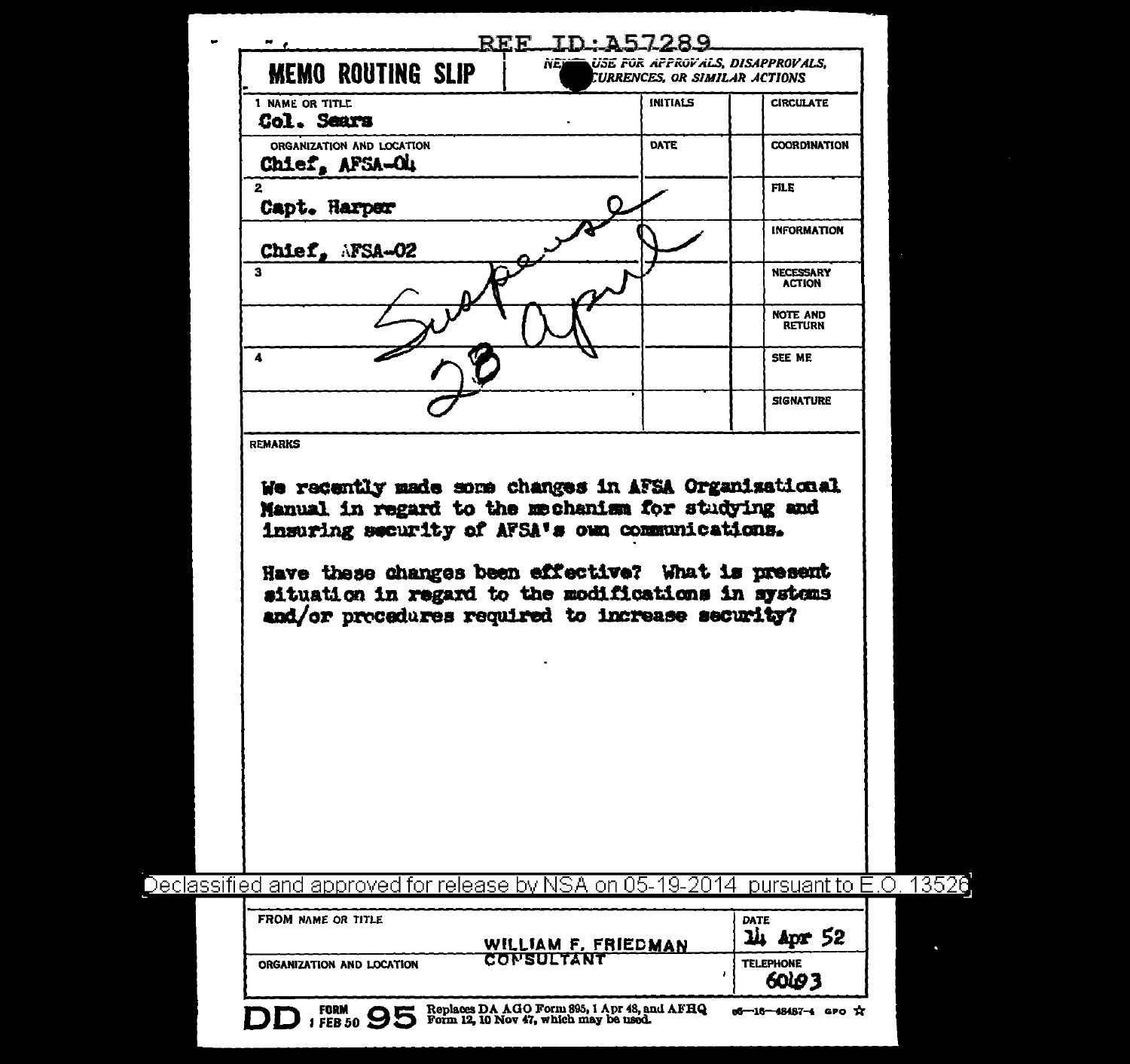REF ID:A57289

**MEMO ROUTING SLIP** | NEVER USE FOR APPROVALS, DISAPPROVALS, CONCURRENCES, OR SIMILAR ACTIONS

| | | | |
|---|---|---|---|
| 1 NAME OR TITLE<br>Col. Sears | INITIALS | | CIRCULATE |
| ORGANIZATION AND LOCATION<br>Chief, AFSA-04 | DATE | | COORDINATION |
| 2<br>Capt. Harper | | | FILE |
| Chief, AFSA-02 | | | INFORMATION |
| 3 | | | NECESSARY ACTION |
| | | | NOTE AND RETURN |
| 4 | | | SEE ME |
| | | | SIGNATURE |

Suspense 28 April

REMARKS

We recently made some changes in AFSA Organizational Manual in regard to the mechanism for studying and insuring security of AFSA's own communications.

Have these changes been effective? What is present situation in regard to the modifications in systems and/or procedures required to increase security?

Declassified and approved for release by NSA on 05-19-2014 pursuant to E.O. 13526

| | |
|---|---|
| FROM NAME OR TITLE<br>WILLIAM F. FRIEDMAN | DATE<br>14 Apr 52 |
| ORGANIZATION AND LOCATION<br>CONSULTANT | TELEPHONE<br>60693 |

DD FORM 1 FEB 50 95 Replaces DA AGO Form 895, 1 Apr 48, and AFHQ Form 12, 10 Nov 47, which may be used. 16—48487-4 GPO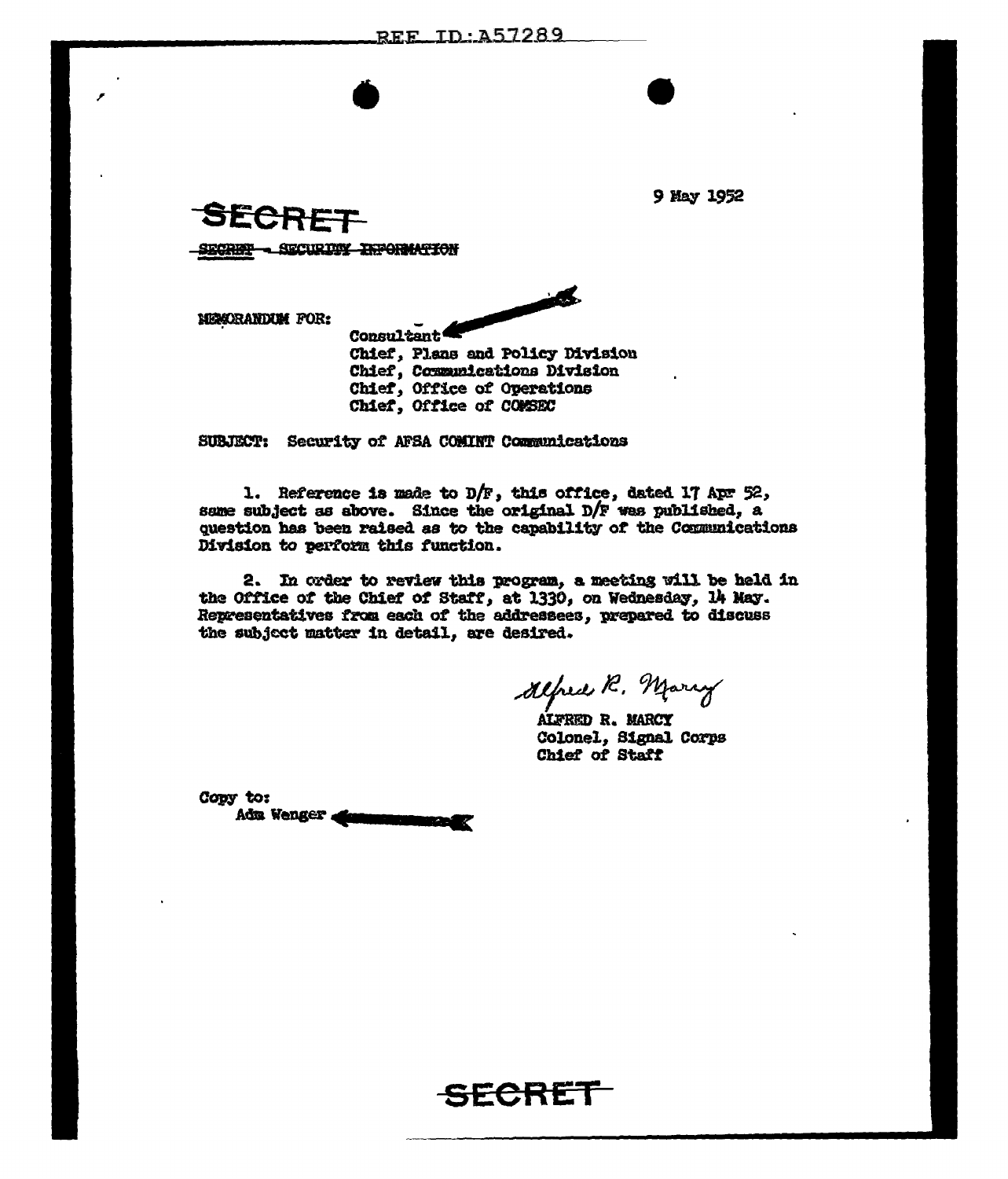9 May 1952

**SECRET**

~~SECRET - SECURITY INFORMATION~~

MEMORANDUM FOR:

Consultant
Chief, Plans and Policy Division
Chief, Communications Division
Chief, Office of Operations
Chief, Office of COMSEC

SUBJECT: Security of AFSA COMINT Communications

1. Reference is made to D/F, this office, dated 17 Apr 52, same subject as above. Since the original D/F was published, a question has been raised as to the capability of the Communications Division to perform this function.

2. In order to review this program, a meeting will be held in the Office of the Chief of Staff, at 1330, on Wednesday, 14 May. Representatives from each of the addressees, prepared to discuss the subject matter in detail, are desired.

*Alfred R. Marcy*

ALFRED R. MARCY
Colonel, Signal Corps
Chief of Staff

Copy to:
Adm Wenger

**SECRET**